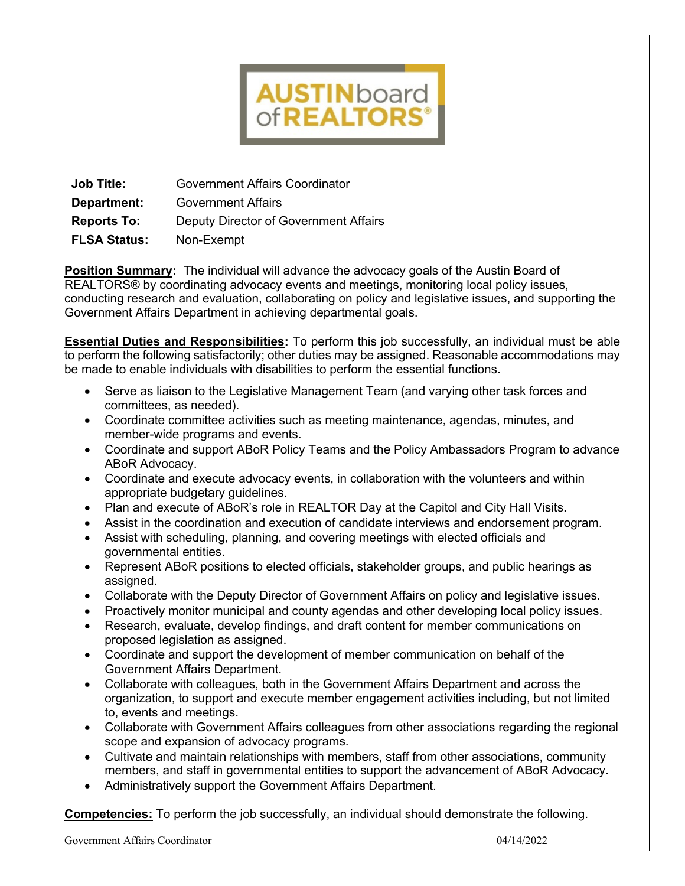AUSTIN board of REALTORS®

| | |
|---|---|
| **Job Title:** | Government Affairs Coordinator |
| **Department:** | Government Affairs |
| **Reports To:** | Deputy Director of Government Affairs |
| **FLSA Status:** | Non-Exempt |

**Position Summary:** The individual will advance the advocacy goals of the Austin Board of REALTORS® by coordinating advocacy events and meetings, monitoring local policy issues, conducting research and evaluation, collaborating on policy and legislative issues, and supporting the Government Affairs Department in achieving departmental goals.

**Essential Duties and Responsibilities:** To perform this job successfully, an individual must be able to perform the following satisfactorily; other duties may be assigned. Reasonable accommodations may be made to enable individuals with disabilities to perform the essential functions.

- Serve as liaison to the Legislative Management Team (and varying other task forces and committees, as needed).
- Coordinate committee activities such as meeting maintenance, agendas, minutes, and member-wide programs and events.
- Coordinate and support ABoR Policy Teams and the Policy Ambassadors Program to advance ABoR Advocacy.
- Coordinate and execute advocacy events, in collaboration with the volunteers and within appropriate budgetary guidelines.
- Plan and execute of ABoR's role in REALTOR Day at the Capitol and City Hall Visits.
- Assist in the coordination and execution of candidate interviews and endorsement program.
- Assist with scheduling, planning, and covering meetings with elected officials and governmental entities.
- Represent ABoR positions to elected officials, stakeholder groups, and public hearings as assigned.
- Collaborate with the Deputy Director of Government Affairs on policy and legislative issues.
- Proactively monitor municipal and county agendas and other developing local policy issues.
- Research, evaluate, develop findings, and draft content for member communications on proposed legislation as assigned.
- Coordinate and support the development of member communication on behalf of the Government Affairs Department.
- Collaborate with colleagues, both in the Government Affairs Department and across the organization, to support and execute member engagement activities including, but not limited to, events and meetings.
- Collaborate with Government Affairs colleagues from other associations regarding the regional scope and expansion of advocacy programs.
- Cultivate and maintain relationships with members, staff from other associations, community members, and staff in governmental entities to support the advancement of ABoR Advocacy.
- Administratively support the Government Affairs Department.

**Competencies:** To perform the job successfully, an individual should demonstrate the following.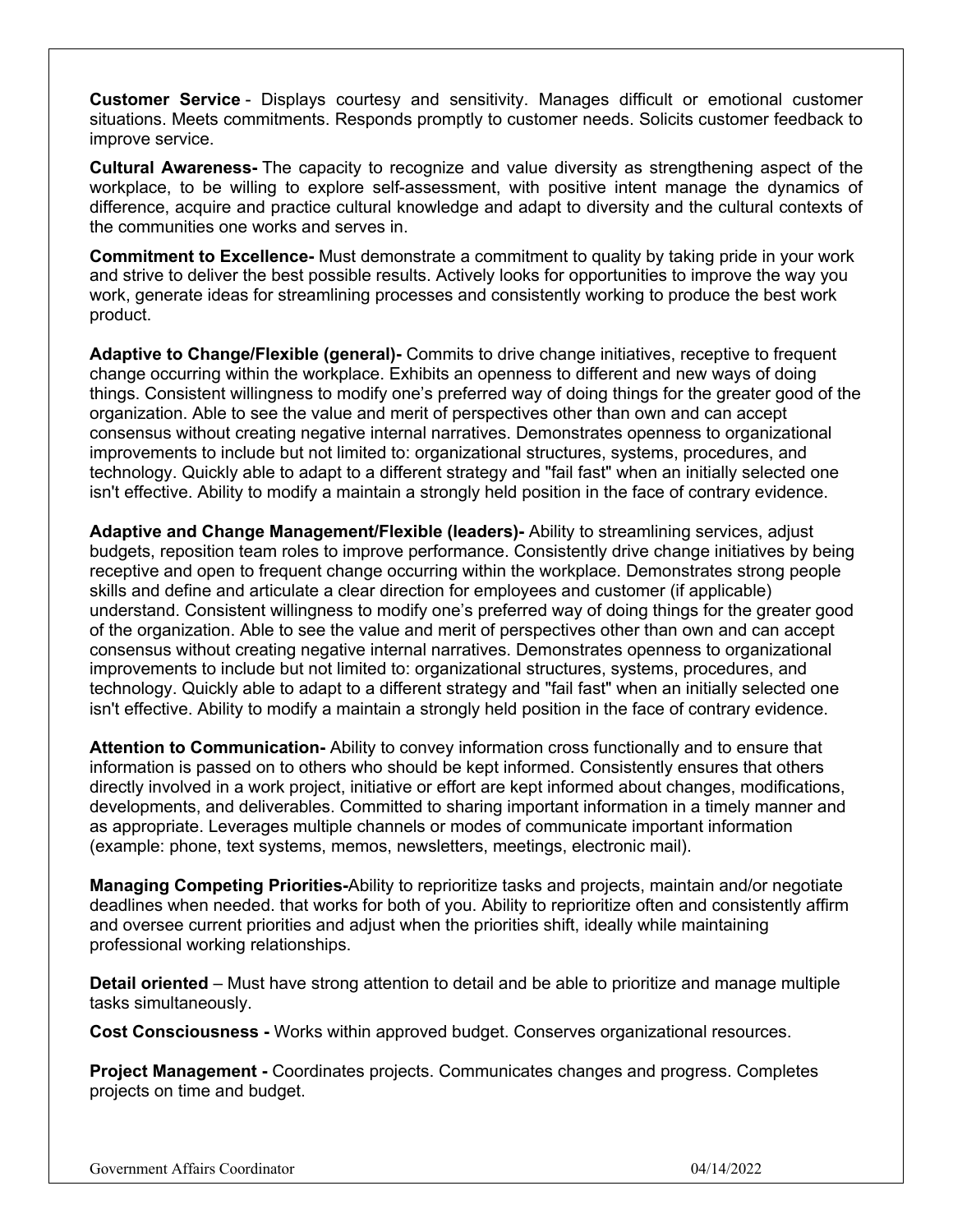**Customer Service** - Displays courtesy and sensitivity. Manages difficult or emotional customer situations. Meets commitments. Responds promptly to customer needs. Solicits customer feedback to improve service.

**Cultural Awareness-** The capacity to recognize and value diversity as strengthening aspect of the workplace, to be willing to explore self-assessment, with positive intent manage the dynamics of difference, acquire and practice cultural knowledge and adapt to diversity and the cultural contexts of the communities one works and serves in.

**Commitment to Excellence-** Must demonstrate a commitment to quality by taking pride in your work and strive to deliver the best possible results. Actively looks for opportunities to improve the way you work, generate ideas for streamlining processes and consistently working to produce the best work product.

**Adaptive to Change/Flexible (general)-** Commits to drive change initiatives, receptive to frequent change occurring within the workplace. Exhibits an openness to different and new ways of doing things. Consistent willingness to modify one's preferred way of doing things for the greater good of the organization. Able to see the value and merit of perspectives other than own and can accept consensus without creating negative internal narratives. Demonstrates openness to organizational improvements to include but not limited to: organizational structures, systems, procedures, and technology. Quickly able to adapt to a different strategy and "fail fast" when an initially selected one isn't effective. Ability to modify a maintain a strongly held position in the face of contrary evidence.

**Adaptive and Change Management/Flexible (leaders)-** Ability to streamlining services, adjust budgets, reposition team roles to improve performance. Consistently drive change initiatives by being receptive and open to frequent change occurring within the workplace. Demonstrates strong people skills and define and articulate a clear direction for employees and customer (if applicable) understand. Consistent willingness to modify one's preferred way of doing things for the greater good of the organization. Able to see the value and merit of perspectives other than own and can accept consensus without creating negative internal narratives. Demonstrates openness to organizational improvements to include but not limited to: organizational structures, systems, procedures, and technology. Quickly able to adapt to a different strategy and "fail fast" when an initially selected one isn't effective. Ability to modify a maintain a strongly held position in the face of contrary evidence.

**Attention to Communication-** Ability to convey information cross functionally and to ensure that information is passed on to others who should be kept informed. Consistently ensures that others directly involved in a work project, initiative or effort are kept informed about changes, modifications, developments, and deliverables. Committed to sharing important information in a timely manner and as appropriate. Leverages multiple channels or modes of communicate important information (example: phone, text systems, memos, newsletters, meetings, electronic mail).

**Managing Competing Priorities-**Ability to reprioritize tasks and projects, maintain and/or negotiate deadlines when needed. that works for both of you. Ability to reprioritize often and consistently affirm and oversee current priorities and adjust when the priorities shift, ideally while maintaining professional working relationships.

**Detail oriented** – Must have strong attention to detail and be able to prioritize and manage multiple tasks simultaneously.

**Cost Consciousness -** Works within approved budget. Conserves organizational resources.

**Project Management -** Coordinates projects. Communicates changes and progress. Completes projects on time and budget.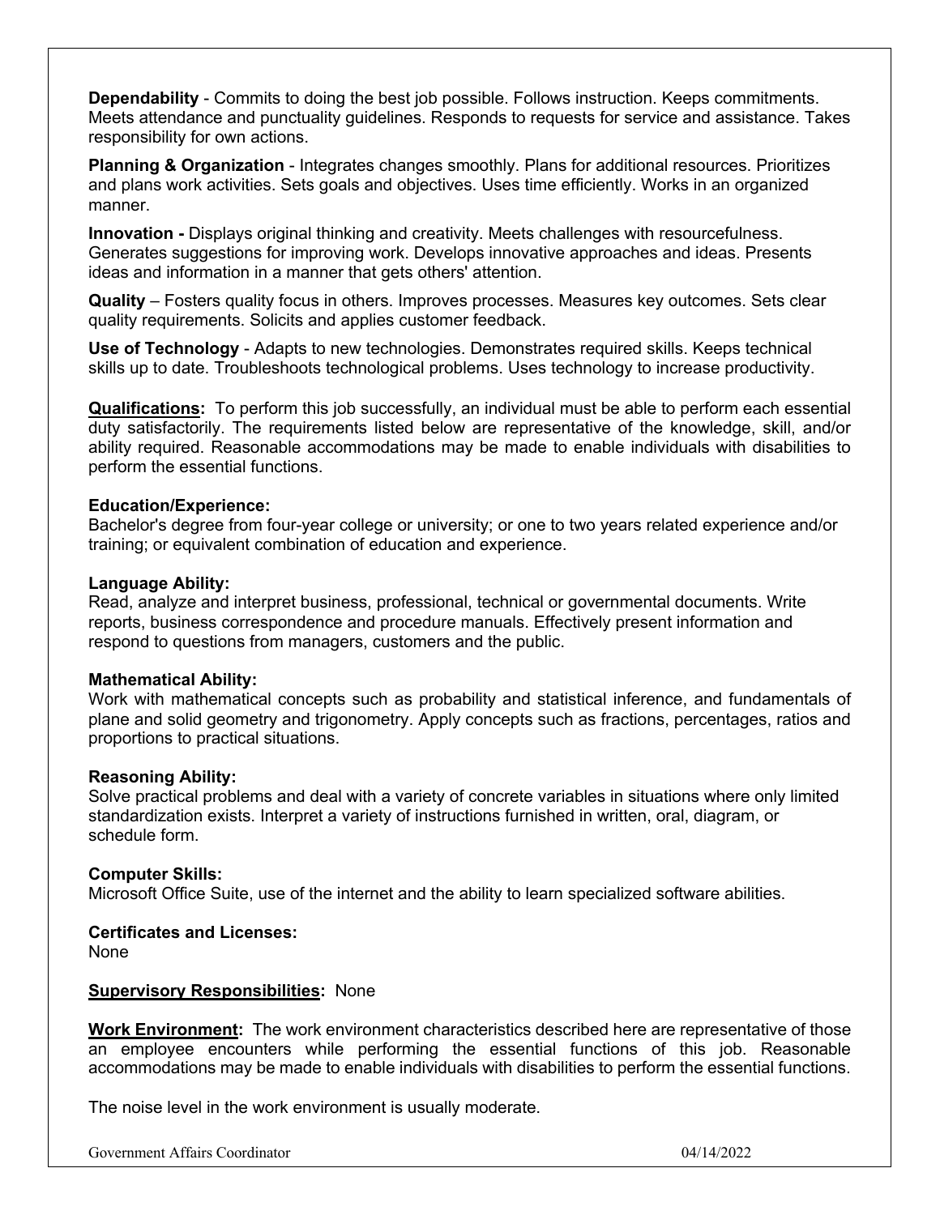**Dependability** - Commits to doing the best job possible. Follows instruction. Keeps commitments. Meets attendance and punctuality guidelines. Responds to requests for service and assistance. Takes responsibility for own actions.

**Planning & Organization** - Integrates changes smoothly. Plans for additional resources. Prioritizes and plans work activities. Sets goals and objectives. Uses time efficiently. Works in an organized manner.

**Innovation -** Displays original thinking and creativity. Meets challenges with resourcefulness. Generates suggestions for improving work. Develops innovative approaches and ideas. Presents ideas and information in a manner that gets others' attention.

**Quality** – Fosters quality focus in others. Improves processes. Measures key outcomes. Sets clear quality requirements. Solicits and applies customer feedback.

**Use of Technology** - Adapts to new technologies. Demonstrates required skills. Keeps technical skills up to date. Troubleshoots technological problems. Uses technology to increase productivity.

**Qualifications:** To perform this job successfully, an individual must be able to perform each essential duty satisfactorily. The requirements listed below are representative of the knowledge, skill, and/or ability required. Reasonable accommodations may be made to enable individuals with disabilities to perform the essential functions.

**Education/Experience:**
Bachelor's degree from four-year college or university; or one to two years related experience and/or training; or equivalent combination of education and experience.

**Language Ability:**
Read, analyze and interpret business, professional, technical or governmental documents. Write reports, business correspondence and procedure manuals. Effectively present information and respond to questions from managers, customers and the public.

**Mathematical Ability:**
Work with mathematical concepts such as probability and statistical inference, and fundamentals of plane and solid geometry and trigonometry. Apply concepts such as fractions, percentages, ratios and proportions to practical situations.

**Reasoning Ability:**
Solve practical problems and deal with a variety of concrete variables in situations where only limited standardization exists. Interpret a variety of instructions furnished in written, oral, diagram, or schedule form.

**Computer Skills:**
Microsoft Office Suite, use of the internet and the ability to learn specialized software abilities.

**Certificates and Licenses:**
None

**Supervisory Responsibilities:** None

**Work Environment:** The work environment characteristics described here are representative of those an employee encounters while performing the essential functions of this job. Reasonable accommodations may be made to enable individuals with disabilities to perform the essential functions.

The noise level in the work environment is usually moderate.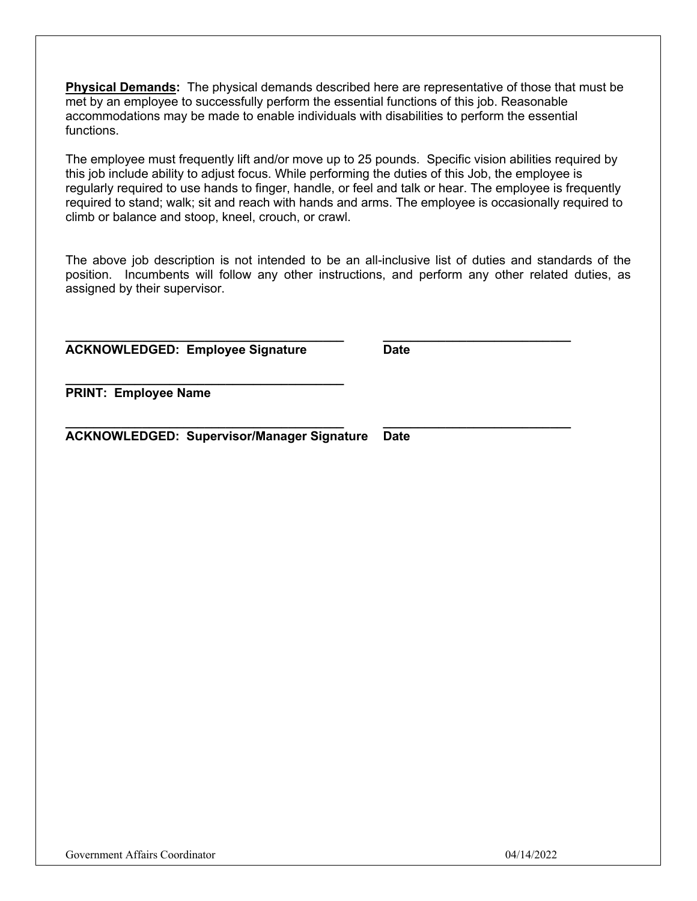**<u>Physical Demands</u>:** The physical demands described here are representative of those that must be met by an employee to successfully perform the essential functions of this job. Reasonable accommodations may be made to enable individuals with disabilities to perform the essential functions.

The employee must frequently lift and/or move up to 25 pounds. Specific vision abilities required by this job include ability to adjust focus. While performing the duties of this Job, the employee is regularly required to use hands to finger, handle, or feel and talk or hear. The employee is frequently required to stand; walk; sit and reach with hands and arms. The employee is occasionally required to climb or balance and stoop, kneel, crouch, or crawl.

The above job description is not intended to be an all-inclusive list of duties and standards of the position. Incumbents will follow any other instructions, and perform any other related duties, as assigned by their supervisor.

\_\_\_\_\_\_\_\_\_\_\_\_\_\_\_\_\_\_\_\_\_\_\_\_\_\_\_\_\_\_\_\_\_\_\_\_\_\_\_\_ \_\_\_\_\_\_\_\_\_\_\_\_\_\_\_\_\_\_\_\_\_\_\_\_\_\_\_
**ACKNOWLEDGED: Employee Signature** **Date**

\_\_\_\_\_\_\_\_\_\_\_\_\_\_\_\_\_\_\_\_\_\_\_\_\_\_\_\_\_\_\_\_\_\_\_\_\_\_\_\_
**PRINT: Employee Name**

\_\_\_\_\_\_\_\_\_\_\_\_\_\_\_\_\_\_\_\_\_\_\_\_\_\_\_\_\_\_\_\_\_\_\_\_\_\_\_\_ \_\_\_\_\_\_\_\_\_\_\_\_\_\_\_\_\_\_\_\_\_\_\_\_\_\_\_
**ACKNOWLEDGED: Supervisor/Manager Signature** **Date**